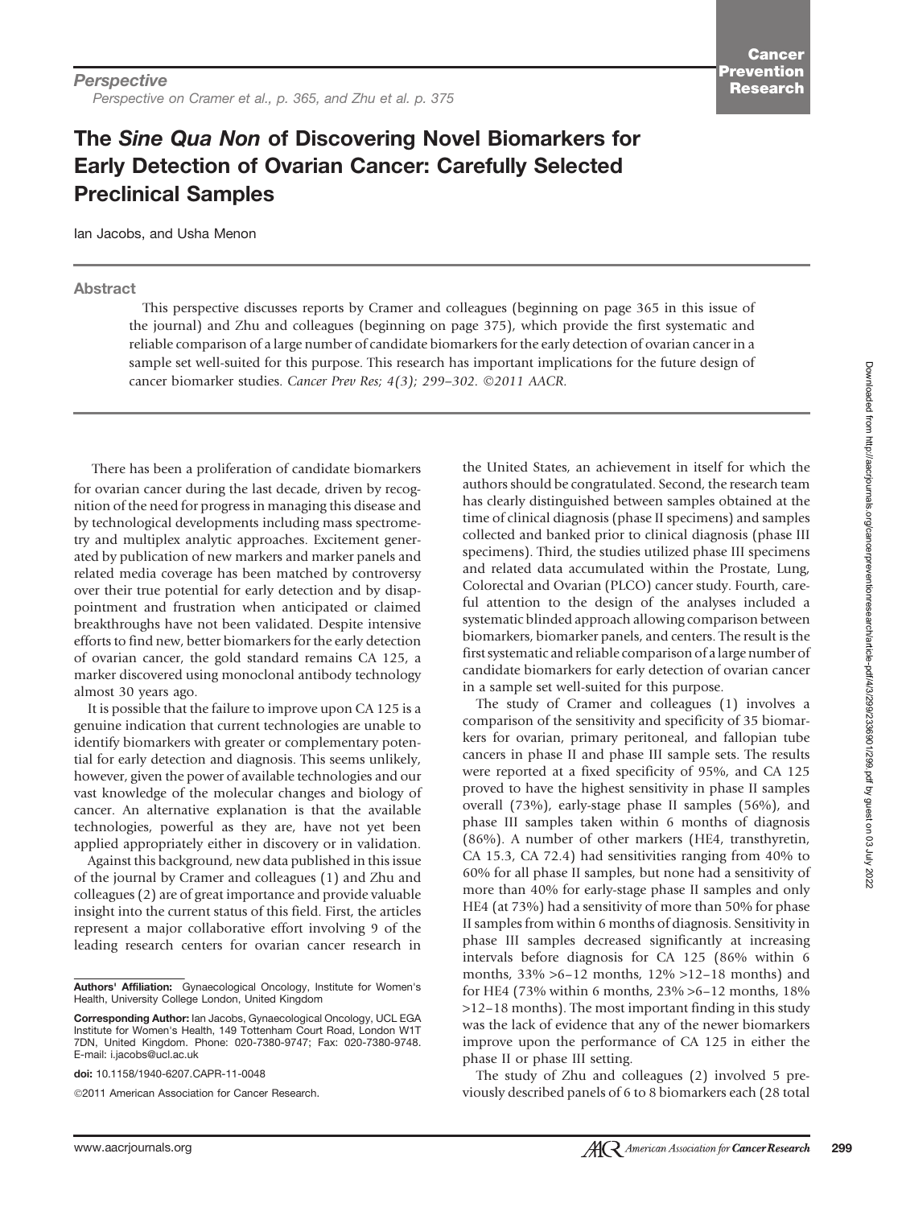*Perspective*

*Perspective on Cramer et al., p. 365, and Zhu et al. p. 375*

# The *Sine Qua Non* of Discovering Novel Biomarkers for Early Detection of Ovarian Cancer: Carefully Selected Preclinical Samples

Ian Jacobs, and Usha Menon

## Abstract

This perspective discusses reports by Cramer and colleagues (beginning on page 365 in this issue of the journal) and Zhu and colleagues (beginning on page 375), which provide the first systematic and reliable comparison of a large number of candidate biomarkers for the early detection of ovarian cancer in a sample set well-suited for this purpose. This research has important implications for the future design of cancer biomarker studies. *Cancer Prev Res; 4(3); 299–302. ©2011 AACR.*

There has been a proliferation of candidate biomarkers for ovarian cancer during the last decade, driven by recognition of the need for progress in managing this disease and by technological developments including mass spectrometry and multiplex analytic approaches. Excitement generated by publication of new markers and marker panels and related media coverage has been matched by controversy over their true potential for early detection and by disappointment and frustration when anticipated or claimed breakthroughs have not been validated. Despite intensive efforts to find new, better biomarkers for the early detection of ovarian cancer, the gold standard remains CA 125, a marker discovered using monoclonal antibody technology almost 30 years ago.

It is possible that the failure to improve upon CA 125 is a genuine indication that current technologies are unable to identify biomarkers with greater or complementary potential for early detection and diagnosis. This seems unlikely, however, given the power of available technologies and our vast knowledge of the molecular changes and biology of cancer. An alternative explanation is that the available technologies, powerful as they are, have not yet been applied appropriately either in discovery or in validation.

Against this background, new data published in this issue of the journal by Cramer and colleagues (1) and Zhu and colleagues (2) are of great importance and provide valuable insight into the current status of this field. First, the articles represent a major collaborative effort involving 9 of the leading research centers for ovarian cancer research in the United States, an achievement in itself for which the authors should be congratulated. Second, the research team has clearly distinguished between samples obtained at the time of clinical diagnosis (phase II specimens) and samples collected and banked prior to clinical diagnosis (phase III specimens). Third, the studies utilized phase III specimens and related data accumulated within the Prostate, Lung, Colorectal and Ovarian (PLCO) cancer study. Fourth, careful attention to the design of the analyses included a systematic blinded approach allowing comparison between biomarkers, biomarker panels, and centers. The result is the first systematic and reliable comparison of a large number of candidate biomarkers for early detection of ovarian cancer in a sample set well-suited for this purpose.

The study of Cramer and colleagues (1) involves a comparison of the sensitivity and specificity of 35 biomarkers for ovarian, primary peritoneal, and fallopian tube cancers in phase II and phase III sample sets. The results were reported at a fixed specificity of 95%, and CA 125 proved to have the highest sensitivity in phase II samples overall (73%), early-stage phase II samples (56%), and phase III samples taken within 6 months of diagnosis (86%). A number of other markers (HE4, transthyretin, CA 15.3, CA 72.4) had sensitivities ranging from 40% to 60% for all phase II samples, but none had a sensitivity of more than 40% for early-stage phase II samples and only HE4 (at 73%) had a sensitivity of more than 50% for phase II samples from within 6 months of diagnosis. Sensitivity in phase III samples decreased significantly at increasing intervals before diagnosis for CA 125 (86% within 6 months, 33% >6–12 months, 12% >12–18 months) and for HE4 (73% within 6 months, 23% >6–12 months, 18% >12–18 months). The most important finding in this study was the lack of evidence that any of the newer biomarkers improve upon the performance of CA 125 in either the phase II or phase III setting.

The study of Zhu and colleagues (2) involved 5 previously described panels of 6 to 8 biomarkers each (28 total

---

**Authors' Affiliation:** Gynaecological Oncology, Institute for Women's Health, University College London, United Kingdom

**Corresponding Author:** Ian Jacobs, Gynaecological Oncology, UCL EGA Institute for Women's Health, 149 Tottenham Court Road, London W1T 7DN, United Kingdom. Phone: 020-7380-9747; Fax: 020-7380-9748. E-mail: i.jacobs@ucl.ac.uk

**doi:** 10.1158/1940-6207.CAPR-11-0048

©2011 American Association for Cancer Research.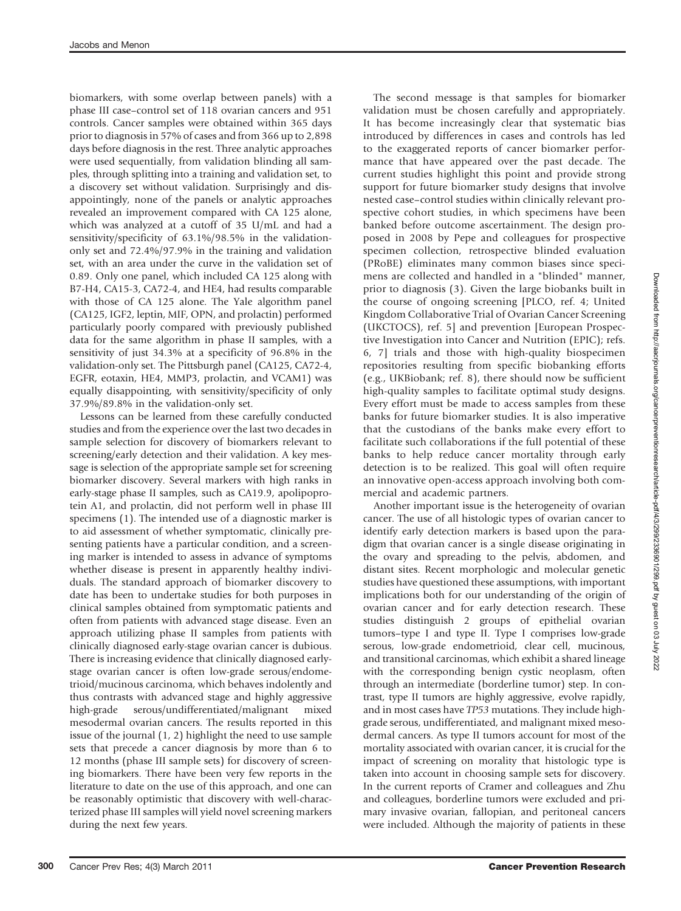biomarkers, with some overlap between panels) with a phase III case–control set of 118 ovarian cancers and 951 controls. Cancer samples were obtained within 365 days prior to diagnosis in 57% of cases and from 366 up to 2,898 days before diagnosis in the rest. Three analytic approaches were used sequentially, from validation blinding all samples, through splitting into a training and validation set, to a discovery set without validation. Surprisingly and disappointingly, none of the panels or analytic approaches revealed an improvement compared with CA 125 alone, which was analyzed at a cutoff of 35 U/mL and had a sensitivity/specificity of 63.1%/98.5% in the validation-only set and 72.4%/97.9% in the training and validation set, with an area under the curve in the validation set of 0.89. Only one panel, which included CA 125 along with B7-H4, CA15-3, CA72-4, and HE4, had results comparable with those of CA 125 alone. The Yale algorithm panel (CA125, IGF2, leptin, MIF, OPN, and prolactin) performed particularly poorly compared with previously published data for the same algorithm in phase II samples, with a sensitivity of just 34.3% at a specificity of 96.8% in the validation-only set. The Pittsburgh panel (CA125, CA72-4, EGFR, eotaxin, HE4, MMP3, prolactin, and VCAM1) was equally disappointing, with sensitivity/specificity of only 37.9%/89.8% in the validation-only set.

Lessons can be learned from these carefully conducted studies and from the experience over the last two decades in sample selection for discovery of biomarkers relevant to screening/early detection and their validation. A key message is selection of the appropriate sample set for screening biomarker discovery. Several markers with high ranks in early-stage phase II samples, such as CA19.9, apolipoprotein A1, and prolactin, did not perform well in phase III specimens (1). The intended use of a diagnostic marker is to aid assessment of whether symptomatic, clinically presenting patients have a particular condition, and a screening marker is intended to assess in advance of symptoms whether disease is present in apparently healthy individuals. The standard approach of biomarker discovery to date has been to undertake studies for both purposes in clinical samples obtained from symptomatic patients and often from patients with advanced stage disease. Even an approach utilizing phase II samples from patients with clinically diagnosed early-stage ovarian cancer is dubious. There is increasing evidence that clinically diagnosed early-stage ovarian cancer is often low-grade serous/endometrioid/mucinous carcinoma, which behaves indolently and thus contrasts with advanced stage and highly aggressive high-grade serous/undifferentiated/malignant mixed mesodermal ovarian cancers. The results reported in this issue of the journal (1, 2) highlight the need to use sample sets that precede a cancer diagnosis by more than 6 to 12 months (phase III sample sets) for discovery of screening biomarkers. There have been very few reports in the literature to date on the use of this approach, and one can be reasonably optimistic that discovery with well-characterized phase III samples will yield novel screening markers during the next few years.

The second message is that samples for biomarker validation must be chosen carefully and appropriately. It has become increasingly clear that systematic bias introduced by differences in cases and controls has led to the exaggerated reports of cancer biomarker performance that have appeared over the past decade. The current studies highlight this point and provide strong support for future biomarker study designs that involve nested case–control studies within clinically relevant prospective cohort studies, in which specimens have been banked before outcome ascertainment. The design proposed in 2008 by Pepe and colleagues for prospective specimen collection, retrospective blinded evaluation (PRoBE) eliminates many common biases since specimens are collected and handled in a "blinded" manner, prior to diagnosis (3). Given the large biobanks built in the course of ongoing screening [PLCO, ref. 4; United Kingdom Collaborative Trial of Ovarian Cancer Screening (UKCTOCS), ref. 5] and prevention [European Prospective Investigation into Cancer and Nutrition (EPIC); refs. 6, 7] trials and those with high-quality biospecimen repositories resulting from specific biobanking efforts (e.g., UKBiobank; ref. 8), there should now be sufficient high-quality samples to facilitate optimal study designs. Every effort must be made to access samples from these banks for future biomarker studies. It is also imperative that the custodians of the banks make every effort to facilitate such collaborations if the full potential of these banks to help reduce cancer mortality through early detection is to be realized. This goal will often require an innovative open-access approach involving both commercial and academic partners.

Another important issue is the heterogeneity of ovarian cancer. The use of all histologic types of ovarian cancer to identify early detection markers is based upon the paradigm that ovarian cancer is a single disease originating in the ovary and spreading to the pelvis, abdomen, and distant sites. Recent morphologic and molecular genetic studies have questioned these assumptions, with important implications both for our understanding of the origin of ovarian cancer and for early detection research. These studies distinguish 2 groups of epithelial ovarian tumors–type I and type II. Type I comprises low-grade serous, low-grade endometrioid, clear cell, mucinous, and transitional carcinomas, which exhibit a shared lineage with the corresponding benign cystic neoplasm, often through an intermediate (borderline tumor) step. In contrast, type II tumors are highly aggressive, evolve rapidly, and in most cases have *TP53* mutations. They include high-grade serous, undifferentiated, and malignant mixed mesodermal cancers. As type II tumors account for most of the mortality associated with ovarian cancer, it is crucial for the impact of screening on morality that histologic type is taken into account in choosing sample sets for discovery. In the current reports of Cramer and colleagues and Zhu and colleagues, borderline tumors were excluded and primary invasive ovarian, fallopian, and peritoneal cancers were included. Although the majority of patients in these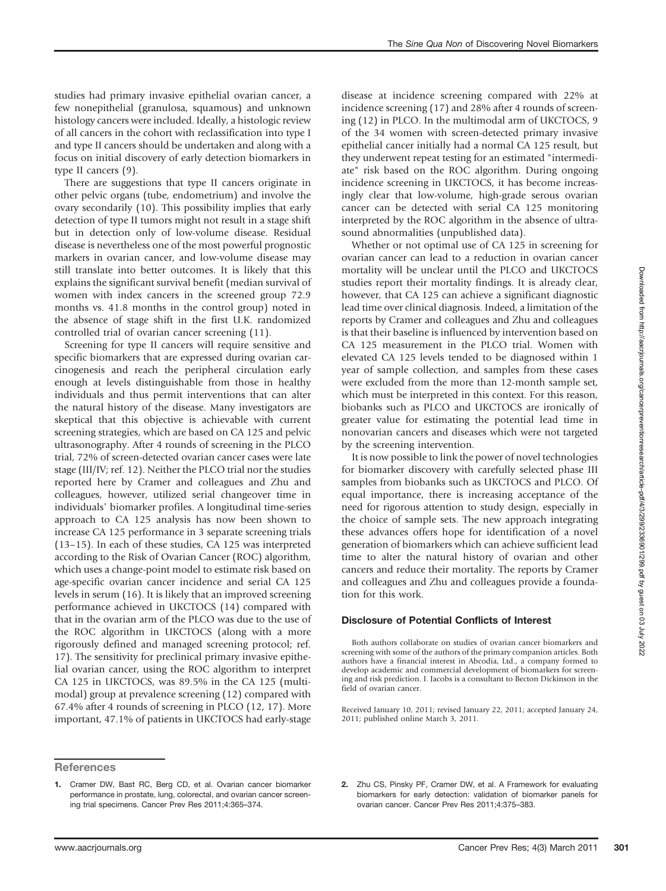studies had primary invasive epithelial ovarian cancer, a few nonepithelial (granulosa, squamous) and unknown histology cancers were included. Ideally, a histologic review of all cancers in the cohort with reclassification into type I and type II cancers should be undertaken and along with a focus on initial discovery of early detection biomarkers in type II cancers (9).

There are suggestions that type II cancers originate in other pelvic organs (tube, endometrium) and involve the ovary secondarily (10). This possibility implies that early detection of type II tumors might not result in a stage shift but in detection only of low-volume disease. Residual disease is nevertheless one of the most powerful prognostic markers in ovarian cancer, and low-volume disease may still translate into better outcomes. It is likely that this explains the significant survival benefit (median survival of women with index cancers in the screened group 72.9 months vs. 41.8 months in the control group) noted in the absence of stage shift in the first U.K. randomized controlled trial of ovarian cancer screening (11).

Screening for type II cancers will require sensitive and specific biomarkers that are expressed during ovarian carcinogenesis and reach the peripheral circulation early enough at levels distinguishable from those in healthy individuals and thus permit interventions that can alter the natural history of the disease. Many investigators are skeptical that this objective is achievable with current screening strategies, which are based on CA 125 and pelvic ultrasonography. After 4 rounds of screening in the PLCO trial, 72% of screen-detected ovarian cancer cases were late stage (III/IV; ref. 12). Neither the PLCO trial nor the studies reported here by Cramer and colleagues and Zhu and colleagues, however, utilized serial changeover time in individuals' biomarker profiles. A longitudinal time-series approach to CA 125 analysis has now been shown to increase CA 125 performance in 3 separate screening trials (13–15). In each of these studies, CA 125 was interpreted according to the Risk of Ovarian Cancer (ROC) algorithm, which uses a change-point model to estimate risk based on age-specific ovarian cancer incidence and serial CA 125 levels in serum (16). It is likely that an improved screening performance achieved in UKCTOCS (14) compared with that in the ovarian arm of the PLCO was due to the use of the ROC algorithm in UKCTOCS (along with a more rigorously defined and managed screening protocol; ref. 17). The sensitivity for preclinical primary invasive epithelial ovarian cancer, using the ROC algorithm to interpret CA 125 in UKCTOCS, was 89.5% in the CA 125 (multimodal) group at prevalence screening (12) compared with 67.4% after 4 rounds of screening in PLCO (12, 17). More important, 47.1% of patients in UKCTOCS had early-stage disease at incidence screening compared with 22% at incidence screening (17) and 28% after 4 rounds of screening (12) in PLCO. In the multimodal arm of UKCTOCS, 9 of the 34 women with screen-detected primary invasive epithelial cancer initially had a normal CA 125 result, but they underwent repeat testing for an estimated "intermediate" risk based on the ROC algorithm. During ongoing incidence screening in UKCTOCS, it has become increasingly clear that low-volume, high-grade serous ovarian cancer can be detected with serial CA 125 monitoring interpreted by the ROC algorithm in the absence of ultrasound abnormalities (unpublished data).

Whether or not optimal use of CA 125 in screening for ovarian cancer can lead to a reduction in ovarian cancer mortality will be unclear until the PLCO and UKCTOCS studies report their mortality findings. It is already clear, however, that CA 125 can achieve a significant diagnostic lead time over clinical diagnosis. Indeed, a limitation of the reports by Cramer and colleagues and Zhu and colleagues is that their baseline is influenced by intervention based on CA 125 measurement in the PLCO trial. Women with elevated CA 125 levels tended to be diagnosed within 1 year of sample collection, and samples from these cases were excluded from the more than 12-month sample set, which must be interpreted in this context. For this reason, biobanks such as PLCO and UKCTOCS are ironically of greater value for estimating the potential lead time in nonovarian cancers and diseases which were not targeted by the screening intervention.

It is now possible to link the power of novel technologies for biomarker discovery with carefully selected phase III samples from biobanks such as UKCTOCS and PLCO. Of equal importance, there is increasing acceptance of the need for rigorous attention to study design, especially in the choice of sample sets. The new approach integrating these advances offers hope for identification of a novel generation of biomarkers which can achieve sufficient lead time to alter the natural history of ovarian and other cancers and reduce their mortality. The reports by Cramer and colleagues and Zhu and colleagues provide a foundation for this work.

## Disclosure of Potential Conflicts of Interest

Both authors collaborate on studies of ovarian cancer biomarkers and screening with some of the authors of the primary companion articles. Both authors have a financial interest in Abcodia, Ltd., a company formed to develop academic and commercial development of biomarkers for screening and risk prediction. I. Jacobs is a consultant to Becton Dickinson in the field of ovarian cancer.

Received January 10, 2011; revised January 22, 2011; accepted January 24, 2011; published online March 3, 2011.

## References

1. Cramer DW, Bast RC, Berg CD, et al. Ovarian cancer biomarker performance in prostate, lung, colorectal, and ovarian cancer screening trial specimens. Cancer Prev Res 2011;4:365–374.
2. Zhu CS, Pinsky PF, Cramer DW, et al. A Framework for evaluating biomarkers for early detection: validation of biomarker panels for ovarian cancer. Cancer Prev Res 2011;4:375–383.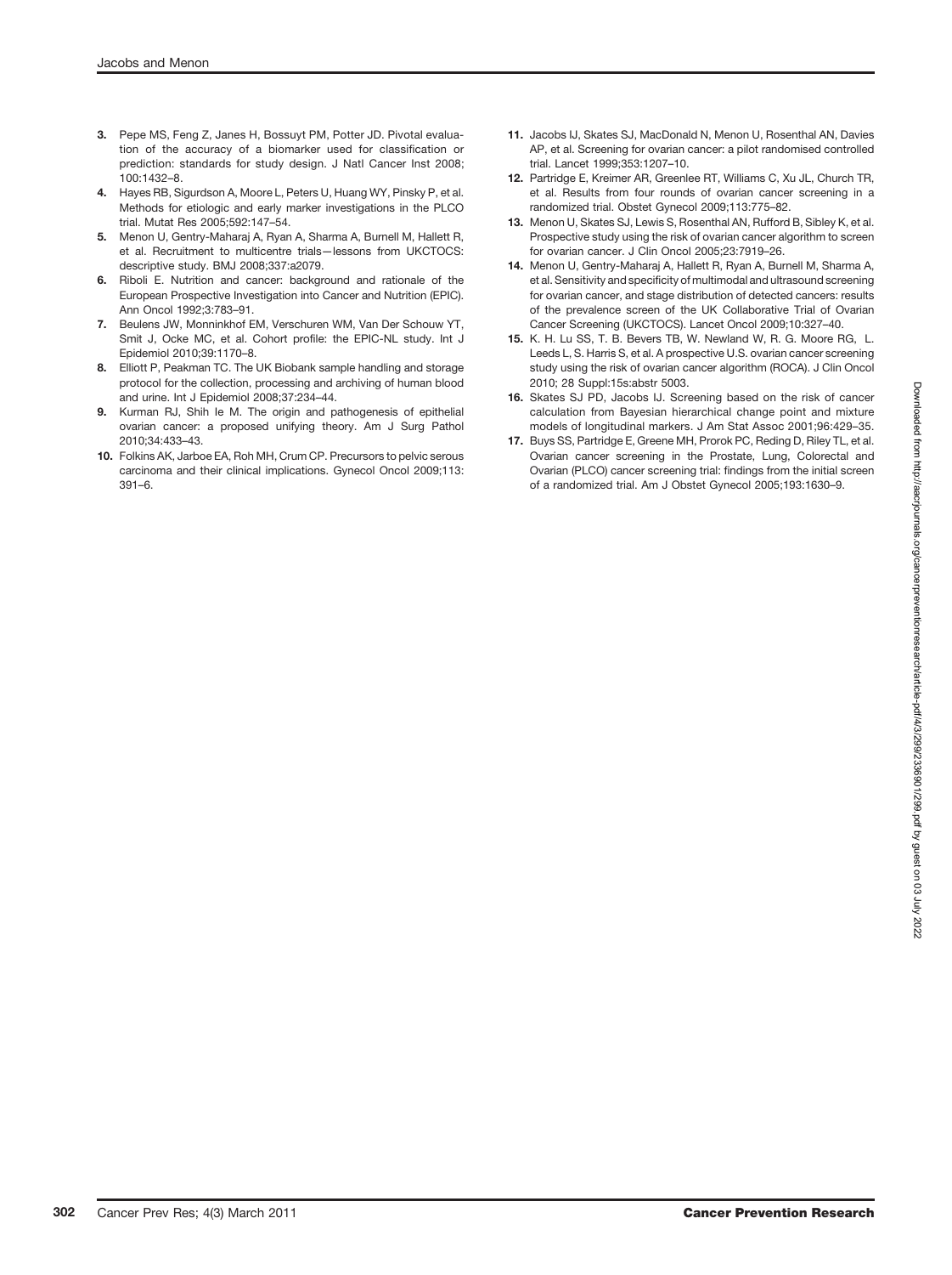3. Pepe MS, Feng Z, Janes H, Bossuyt PM, Potter JD. Pivotal evaluation of the accuracy of a biomarker used for classification or prediction: standards for study design. J Natl Cancer Inst 2008; 100:1432–8.
4. Hayes RB, Sigurdson A, Moore L, Peters U, Huang WY, Pinsky P, et al. Methods for etiologic and early marker investigations in the PLCO trial. Mutat Res 2005;592:147–54.
5. Menon U, Gentry-Maharaj A, Ryan A, Sharma A, Burnell M, Hallett R, et al. Recruitment to multicentre trials—lessons from UKCTOCS: descriptive study. BMJ 2008;337:a2079.
6. Riboli E. Nutrition and cancer: background and rationale of the European Prospective Investigation into Cancer and Nutrition (EPIC). Ann Oncol 1992;3:783–91.
7. Beulens JW, Monninkhof EM, Verschuren WM, Van Der Schouw YT, Smit J, Ocke MC, et al. Cohort profile: the EPIC-NL study. Int J Epidemiol 2010;39:1170–8.
8. Elliott P, Peakman TC. The UK Biobank sample handling and storage protocol for the collection, processing and archiving of human blood and urine. Int J Epidemiol 2008;37:234–44.
9. Kurman RJ, Shih Ie M. The origin and pathogenesis of epithelial ovarian cancer: a proposed unifying theory. Am J Surg Pathol 2010;34:433–43.
10. Folkins AK, Jarboe EA, Roh MH, Crum CP. Precursors to pelvic serous carcinoma and their clinical implications. Gynecol Oncol 2009;113: 391–6.
11. Jacobs IJ, Skates SJ, MacDonald N, Menon U, Rosenthal AN, Davies AP, et al. Screening for ovarian cancer: a pilot randomised controlled trial. Lancet 1999;353:1207–10.
12. Partridge E, Kreimer AR, Greenlee RT, Williams C, Xu JL, Church TR, et al. Results from four rounds of ovarian cancer screening in a randomized trial. Obstet Gynecol 2009;113:775–82.
13. Menon U, Skates SJ, Lewis S, Rosenthal AN, Rufford B, Sibley K, et al. Prospective study using the risk of ovarian cancer algorithm to screen for ovarian cancer. J Clin Oncol 2005;23:7919–26.
14. Menon U, Gentry-Maharaj A, Hallett R, Ryan A, Burnell M, Sharma A, et al. Sensitivity and specificity of multimodal and ultrasound screening for ovarian cancer, and stage distribution of detected cancers: results of the prevalence screen of the UK Collaborative Trial of Ovarian Cancer Screening (UKCTOCS). Lancet Oncol 2009;10:327–40.
15. K. H. Lu SS, T. B. Bevers TB, W. Newland W, R. G. Moore RG, L. Leeds L, S. Harris S, et al. A prospective U.S. ovarian cancer screening study using the risk of ovarian cancer algorithm (ROCA). J Clin Oncol 2010; 28 Suppl:15s:abstr 5003.
16. Skates SJ PD, Jacobs IJ. Screening based on the risk of cancer calculation from Bayesian hierarchical change point and mixture models of longitudinal markers. J Am Stat Assoc 2001;96:429–35.
17. Buys SS, Partridge E, Greene MH, Prorok PC, Reding D, Riley TL, et al. Ovarian cancer screening in the Prostate, Lung, Colorectal and Ovarian (PLCO) cancer screening trial: findings from the initial screen of a randomized trial. Am J Obstet Gynecol 2005;193:1630–9.